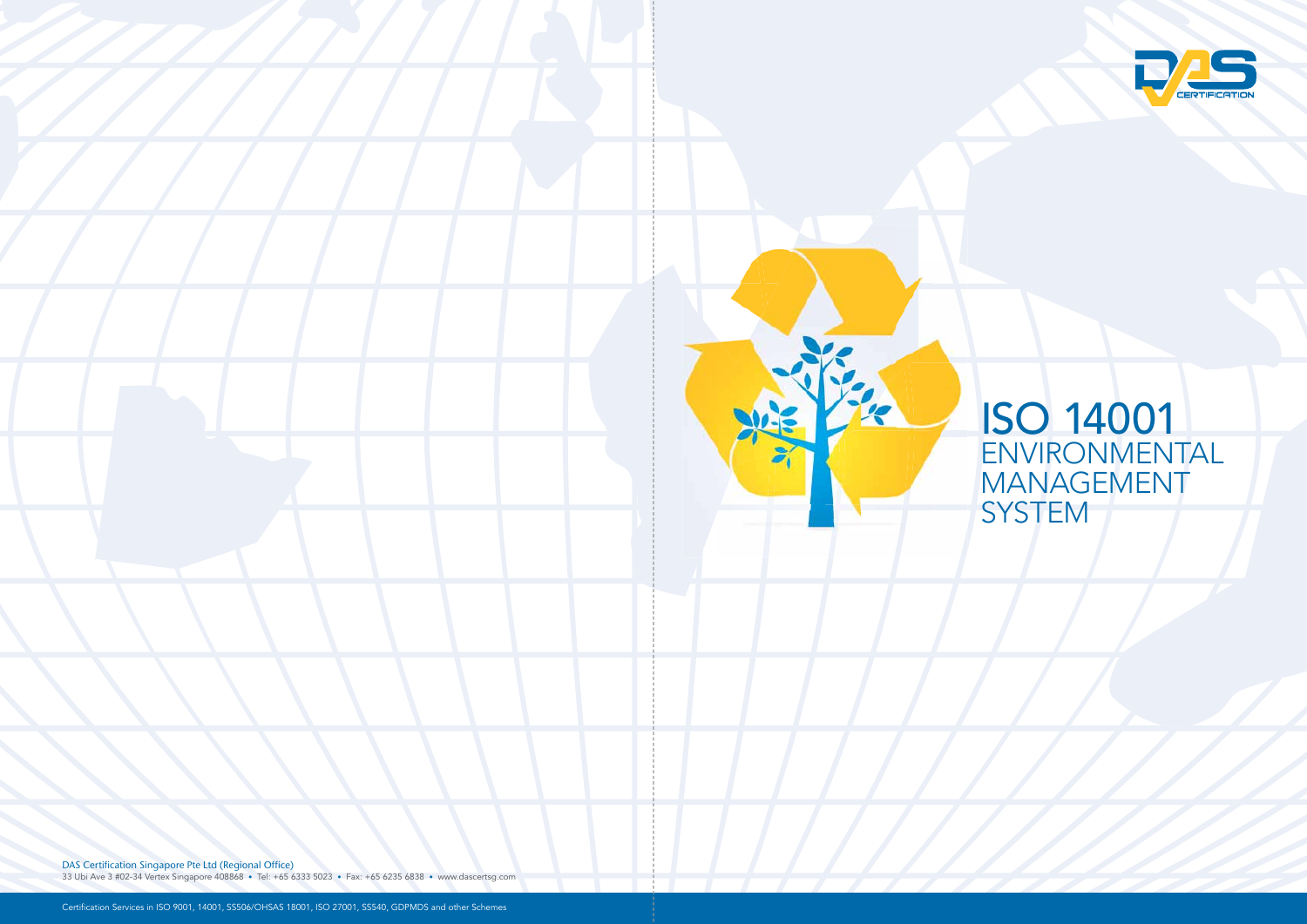# ISO 14001

## ENVIRONMENTAL MANAGEMENT SYSTEM

DAS Certification Singapore Pte Ltd (Regional Office)

33 Ubi Ave 3 #02-34 Vertex Singapore 408868 • Tel: +65 6333 5023 • Fax: +65 6235 6838 • www.dascertsg.com

Certification Services in ISO 9001, 14001, SS506/OHSAS 18001, ISO 27001, SS540, GDPMDS and other Schemes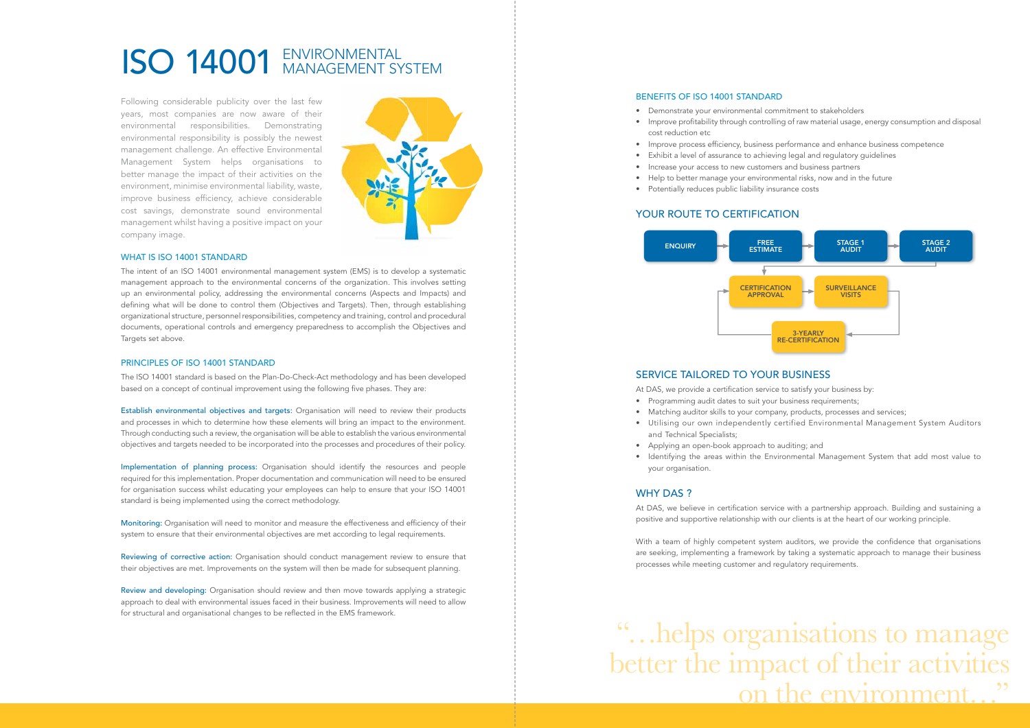# ISO 14001 ENVIRONMENTAL MANAGEMENT SYSTEM

Following considerable publicity over the last few years, most companies are now aware of their environmental responsibilities. Demonstrating environmental responsibility is possibly the newest management challenge. An effective Environmental Management System helps organisations to better manage the impact of their activities on the environment, minimise environmental liability, waste, improve business efficiency, achieve considerable cost savings, demonstrate sound environmental management whilst having a positive impact on your company image.

## WHAT IS ISO 14001 STANDARD

The intent of an ISO 14001 environmental management system (EMS) is to develop a systematic management approach to the environmental concerns of the organization. This involves setting up an environmental policy, addressing the environmental concerns (Aspects and Impacts) and defining what will be done to control them (Objectives and Targets). Then, through establishing organizational structure, personnel responsibilities, competency and training, control and procedural documents, operational controls and emergency preparedness to accomplish the Objectives and Targets set above.

## PRINCIPLES OF ISO 14001 STANDARD

The ISO 14001 standard is based on the Plan-Do-Check-Act methodology and has been developed based on a concept of continual improvement using the following five phases. They are:

Establish environmental objectives and targets: Organisation will need to review their products and processes in which to determine how these elements will bring an impact to the environment. Through conducting such a review, the organisation will be able to establish the various environmental objectives and targets needed to be incorporated into the processes and procedures of their policy.

Implementation of planning process: Organisation should identify the resources and people required for this implementation. Proper documentation and communication will need to be ensured for organisation success whilst educating your employees can help to ensure that your ISO 14001 standard is being implemented using the correct methodology.

Monitoring: Organisation will need to monitor and measure the effectiveness and efficiency of their system to ensure that their environmental objectives are met according to legal requirements.

Reviewing of corrective action: Organisation should conduct management review to ensure that their objectives are met. Improvements on the system will then be made for subsequent planning.

Review and developing: Organisation should review and then move towards applying a strategic approach to deal with environmental issues faced in their business. Improvements will need to allow for structural and organisational changes to be reflected in the EMS framework.

## BENEFITS OF ISO 14001 STANDARD

- Demonstrate your environmental commitment to stakeholders
- Improve profitability through controlling of raw material usage, energy consumption and disposal cost reduction etc
- Improve process efficiency, business performance and enhance business competence
- Exhibit a level of assurance to achieving legal and regulatory guidelines
- Increase your access to new customers and business partners
- Help to better manage your environmental risks, now and in the future
- Potentially reduces public liability insurance costs

## YOUR ROUTE TO CERTIFICATION

ENQUIRY
FREE ESTIMATE
STAGE 1 AUDIT
STAGE 2 AUDIT
CERTIFICATION APPROVAL
SURVEILLANCE VISITS
3-YEARLY RE-CERTIFICATION

## SERVICE TAILORED TO YOUR BUSINESS

At DAS, we provide a certification service to satisfy your business by:

- Programming audit dates to suit your business requirements;
- Matching auditor skills to your company, products, processes and services;
- Utilising our own independently certified Environmental Management System Auditors and Technical Specialists;
- Applying an open-book approach to auditing; and
- Identifying the areas within the Environmental Management System that add most value to your organisation.

## WHY DAS ?

At DAS, we believe in certification service with a partnership approach. Building and sustaining a positive and supportive relationship with our clients is at the heart of our working principle.

With a team of highly competent system auditors, we provide the confidence that organisations are seeking, implementing a framework by taking a systematic approach to manage their business processes while meeting customer and regulatory requirements.

"...helps organisations to manage better the impact of their activities on the environment..."